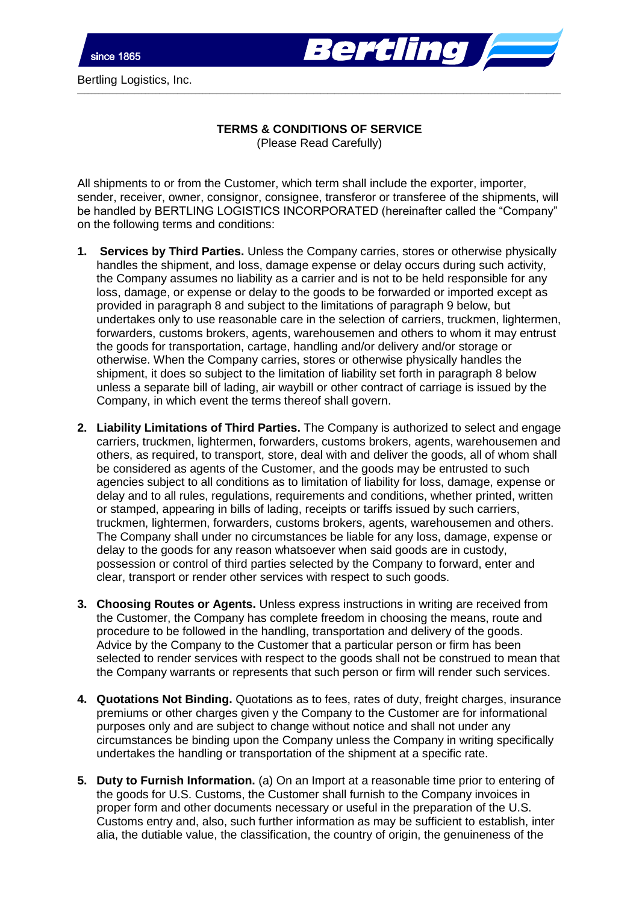since 1865

**Bertling**

Bertling Logistics, Inc.

**TERMS & CONDITIONS OF SERVICE**
(Please Read Carefully)

All shipments to or from the Customer, which term shall include the exporter, importer, sender, receiver, owner, consignor, consignee, transferor or transferee of the shipments, will be handled by BERTLING LOGISTICS INCORPORATED (hereinafter called the "Company" on the following terms and conditions:

1. **Services by Third Parties.** Unless the Company carries, stores or otherwise physically handles the shipment, and loss, damage expense or delay occurs during such activity, the Company assumes no liability as a carrier and is not to be held responsible for any loss, damage, or expense or delay to the goods to be forwarded or imported except as provided in paragraph 8 and subject to the limitations of paragraph 9 below, but undertakes only to use reasonable care in the selection of carriers, truckmen, lightermen, forwarders, customs brokers, agents, warehousemen and others to whom it may entrust the goods for transportation, cartage, handling and/or delivery and/or storage or otherwise. When the Company carries, stores or otherwise physically handles the shipment, it does so subject to the limitation of liability set forth in paragraph 8 below unless a separate bill of lading, air waybill or other contract of carriage is issued by the Company, in which event the terms thereof shall govern.

2. **Liability Limitations of Third Parties.** The Company is authorized to select and engage carriers, truckmen, lightermen, forwarders, customs brokers, agents, warehousemen and others, as required, to transport, store, deal with and deliver the goods, all of whom shall be considered as agents of the Customer, and the goods may be entrusted to such agencies subject to all conditions as to limitation of liability for loss, damage, expense or delay and to all rules, regulations, requirements and conditions, whether printed, written or stamped, appearing in bills of lading, receipts or tariffs issued by such carriers, truckmen, lightermen, forwarders, customs brokers, agents, warehousemen and others. The Company shall under no circumstances be liable for any loss, damage, expense or delay to the goods for any reason whatsoever when said goods are in custody, possession or control of third parties selected by the Company to forward, enter and clear, transport or render other services with respect to such goods.

3. **Choosing Routes or Agents.** Unless express instructions in writing are received from the Customer, the Company has complete freedom in choosing the means, route and procedure to be followed in the handling, transportation and delivery of the goods. Advice by the Company to the Customer that a particular person or firm has been selected to render services with respect to the goods shall not be construed to mean that the Company warrants or represents that such person or firm will render such services.

4. **Quotations Not Binding.** Quotations as to fees, rates of duty, freight charges, insurance premiums or other charges given y the Company to the Customer are for informational purposes only and are subject to change without notice and shall not under any circumstances be binding upon the Company unless the Company in writing specifically undertakes the handling or transportation of the shipment at a specific rate.

5. **Duty to Furnish Information.** (a) On an Import at a reasonable time prior to entering of the goods for U.S. Customs, the Customer shall furnish to the Company invoices in proper form and other documents necessary or useful in the preparation of the U.S. Customs entry and, also, such further information as may be sufficient to establish, inter alia, the dutiable value, the classification, the country of origin, the genuineness of the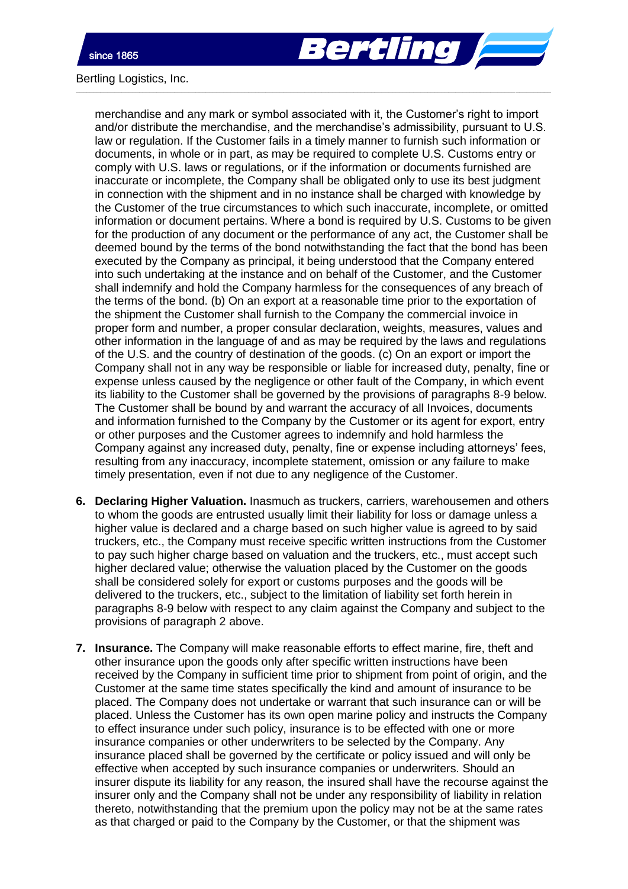merchandise and any mark or symbol associated with it, the Customer's right to import and/or distribute the merchandise, and the merchandise's admissibility, pursuant to U.S. law or regulation. If the Customer fails in a timely manner to furnish such information or documents, in whole or in part, as may be required to complete U.S. Customs entry or comply with U.S. laws or regulations, or if the information or documents furnished are inaccurate or incomplete, the Company shall be obligated only to use its best judgment in connection with the shipment and in no instance shall be charged with knowledge by the Customer of the true circumstances to which such inaccurate, incomplete, or omitted information or document pertains. Where a bond is required by U.S. Customs to be given for the production of any document or the performance of any act, the Customer shall be deemed bound by the terms of the bond notwithstanding the fact that the bond has been executed by the Company as principal, it being understood that the Company entered into such undertaking at the instance and on behalf of the Customer, and the Customer shall indemnify and hold the Company harmless for the consequences of any breach of the terms of the bond. (b) On an export at a reasonable time prior to the exportation of the shipment the Customer shall furnish to the Company the commercial invoice in proper form and number, a proper consular declaration, weights, measures, values and other information in the language of and as may be required by the laws and regulations of the U.S. and the country of destination of the goods. (c) On an export or import the Company shall not in any way be responsible or liable for increased duty, penalty, fine or expense unless caused by the negligence or other fault of the Company, in which event its liability to the Customer shall be governed by the provisions of paragraphs 8-9 below. The Customer shall be bound by and warrant the accuracy of all Invoices, documents and information furnished to the Company by the Customer or its agent for export, entry or other purposes and the Customer agrees to indemnify and hold harmless the Company against any increased duty, penalty, fine or expense including attorneys' fees, resulting from any inaccuracy, incomplete statement, omission or any failure to make timely presentation, even if not due to any negligence of the Customer.

6. **Declaring Higher Valuation.** Inasmuch as truckers, carriers, warehousemen and others to whom the goods are entrusted usually limit their liability for loss or damage unless a higher value is declared and a charge based on such higher value is agreed to by said truckers, etc., the Company must receive specific written instructions from the Customer to pay such higher charge based on valuation and the truckers, etc., must accept such higher declared value; otherwise the valuation placed by the Customer on the goods shall be considered solely for export or customs purposes and the goods will be delivered to the truckers, etc., subject to the limitation of liability set forth herein in paragraphs 8-9 below with respect to any claim against the Company and subject to the provisions of paragraph 2 above.

7. **Insurance.** The Company will make reasonable efforts to effect marine, fire, theft and other insurance upon the goods only after specific written instructions have been received by the Company in sufficient time prior to shipment from point of origin, and the Customer at the same time states specifically the kind and amount of insurance to be placed. The Company does not undertake or warrant that such insurance can or will be placed. Unless the Customer has its own open marine policy and instructs the Company to effect insurance under such policy, insurance is to be effected with one or more insurance companies or other underwriters to be selected by the Company. Any insurance placed shall be governed by the certificate or policy issued and will only be effective when accepted by such insurance companies or underwriters. Should an insurer dispute its liability for any reason, the insured shall have the recourse against the insurer only and the Company shall not be under any responsibility of liability in relation thereto, notwithstanding that the premium upon the policy may not be at the same rates as that charged or paid to the Company by the Customer, or that the shipment was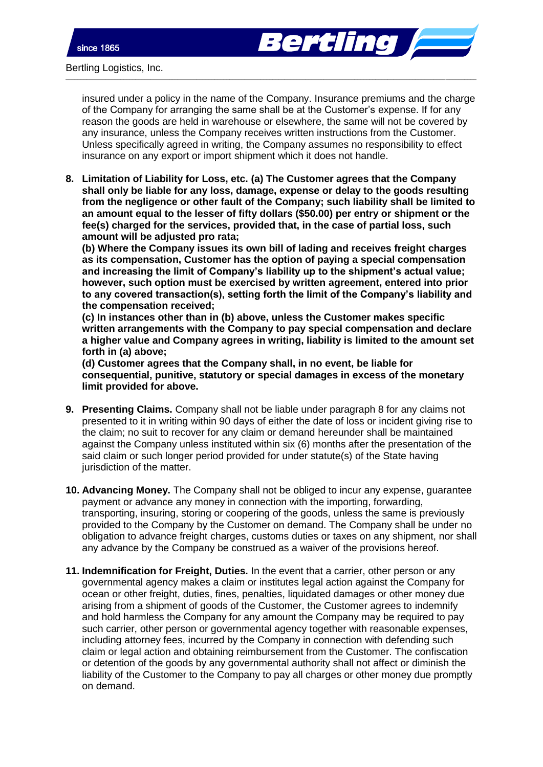insured under a policy in the name of the Company. Insurance premiums and the charge of the Company for arranging the same shall be at the Customer's expense. If for any reason the goods are held in warehouse or elsewhere, the same will not be covered by any insurance, unless the Company receives written instructions from the Customer. Unless specifically agreed in writing, the Company assumes no responsibility to effect insurance on any export or import shipment which it does not handle.

8. **Limitation of Liability for Loss, etc. (a) The Customer agrees that the Company shall only be liable for any loss, damage, expense or delay to the goods resulting from the negligence or other fault of the Company; such liability shall be limited to an amount equal to the lesser of fifty dollars ($50.00) per entry or shipment or the fee(s) charged for the services, provided that, in the case of partial loss, such amount will be adjusted pro rata;**
   **(b) Where the Company issues its own bill of lading and receives freight charges as its compensation, Customer has the option of paying a special compensation and increasing the limit of Company's liability up to the shipment's actual value; however, such option must be exercised by written agreement, entered into prior to any covered transaction(s), setting forth the limit of the Company's liability and the compensation received;**
   **(c) In instances other than in (b) above, unless the Customer makes specific written arrangements with the Company to pay special compensation and declare a higher value and Company agrees in writing, liability is limited to the amount set forth in (a) above;**
   **(d) Customer agrees that the Company shall, in no event, be liable for consequential, punitive, statutory or special damages in excess of the monetary limit provided for above.**

9. **Presenting Claims.** Company shall not be liable under paragraph 8 for any claims not presented to it in writing within 90 days of either the date of loss or incident giving rise to the claim; no suit to recover for any claim or demand hereunder shall be maintained against the Company unless instituted within six (6) months after the presentation of the said claim or such longer period provided for under statute(s) of the State having jurisdiction of the matter.

10. **Advancing Money.** The Company shall not be obliged to incur any expense, guarantee payment or advance any money in connection with the importing, forwarding, transporting, insuring, storing or coopering of the goods, unless the same is previously provided to the Company by the Customer on demand. The Company shall be under no obligation to advance freight charges, customs duties or taxes on any shipment, nor shall any advance by the Company be construed as a waiver of the provisions hereof.

11. **Indemnification for Freight, Duties.** In the event that a carrier, other person or any governmental agency makes a claim or institutes legal action against the Company for ocean or other freight, duties, fines, penalties, liquidated damages or other money due arising from a shipment of goods of the Customer, the Customer agrees to indemnify and hold harmless the Company for any amount the Company may be required to pay such carrier, other person or governmental agency together with reasonable expenses, including attorney fees, incurred by the Company in connection with defending such claim or legal action and obtaining reimbursement from the Customer. The confiscation or detention of the goods by any governmental authority shall not affect or diminish the liability of the Customer to the Company to pay all charges or other money due promptly on demand.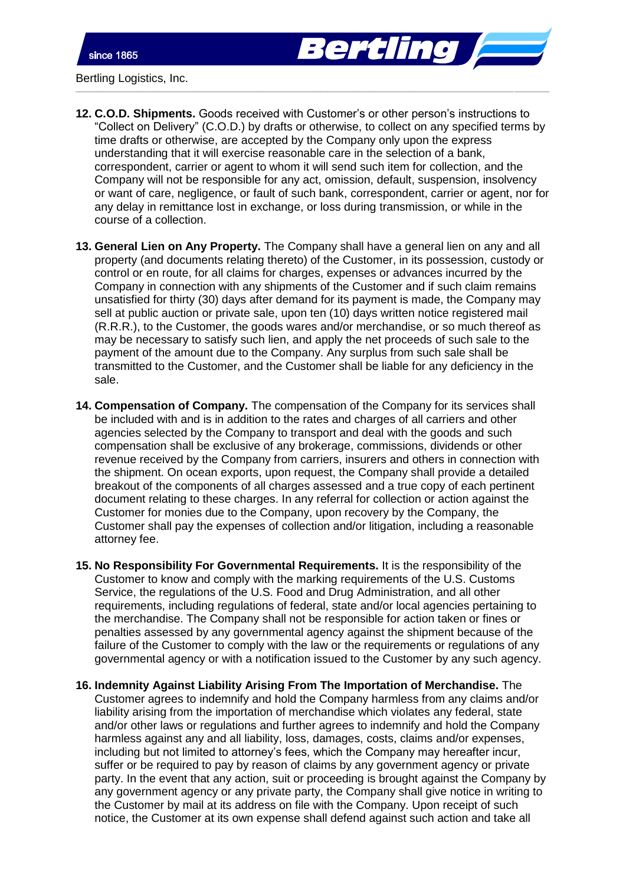12. **C.O.D. Shipments.** Goods received with Customer's or other person's instructions to "Collect on Delivery" (C.O.D.) by drafts or otherwise, to collect on any specified terms by time drafts or otherwise, are accepted by the Company only upon the express understanding that it will exercise reasonable care in the selection of a bank, correspondent, carrier or agent to whom it will send such item for collection, and the Company will not be responsible for any act, omission, default, suspension, insolvency or want of care, negligence, or fault of such bank, correspondent, carrier or agent, nor for any delay in remittance lost in exchange, or loss during transmission, or while in the course of a collection.

13. **General Lien on Any Property.** The Company shall have a general lien on any and all property (and documents relating thereto) of the Customer, in its possession, custody or control or en route, for all claims for charges, expenses or advances incurred by the Company in connection with any shipments of the Customer and if such claim remains unsatisfied for thirty (30) days after demand for its payment is made, the Company may sell at public auction or private sale, upon ten (10) days written notice registered mail (R.R.R.), to the Customer, the goods wares and/or merchandise, or so much thereof as may be necessary to satisfy such lien, and apply the net proceeds of such sale to the payment of the amount due to the Company. Any surplus from such sale shall be transmitted to the Customer, and the Customer shall be liable for any deficiency in the sale.

14. **Compensation of Company.** The compensation of the Company for its services shall be included with and is in addition to the rates and charges of all carriers and other agencies selected by the Company to transport and deal with the goods and such compensation shall be exclusive of any brokerage, commissions, dividends or other revenue received by the Company from carriers, insurers and others in connection with the shipment. On ocean exports, upon request, the Company shall provide a detailed breakout of the components of all charges assessed and a true copy of each pertinent document relating to these charges. In any referral for collection or action against the Customer for monies due to the Company, upon recovery by the Company, the Customer shall pay the expenses of collection and/or litigation, including a reasonable attorney fee.

15. **No Responsibility For Governmental Requirements.** It is the responsibility of the Customer to know and comply with the marking requirements of the U.S. Customs Service, the regulations of the U.S. Food and Drug Administration, and all other requirements, including regulations of federal, state and/or local agencies pertaining to the merchandise. The Company shall not be responsible for action taken or fines or penalties assessed by any governmental agency against the shipment because of the failure of the Customer to comply with the law or the requirements or regulations of any governmental agency or with a notification issued to the Customer by any such agency.

16. **Indemnity Against Liability Arising From The Importation of Merchandise.** The Customer agrees to indemnify and hold the Company harmless from any claims and/or liability arising from the importation of merchandise which violates any federal, state and/or other laws or regulations and further agrees to indemnify and hold the Company harmless against any and all liability, loss, damages, costs, claims and/or expenses, including but not limited to attorney's fees, which the Company may hereafter incur, suffer or be required to pay by reason of claims by any government agency or private party. In the event that any action, suit or proceeding is brought against the Company by any government agency or any private party, the Company shall give notice in writing to the Customer by mail at its address on file with the Company. Upon receipt of such notice, the Customer at its own expense shall defend against such action and take all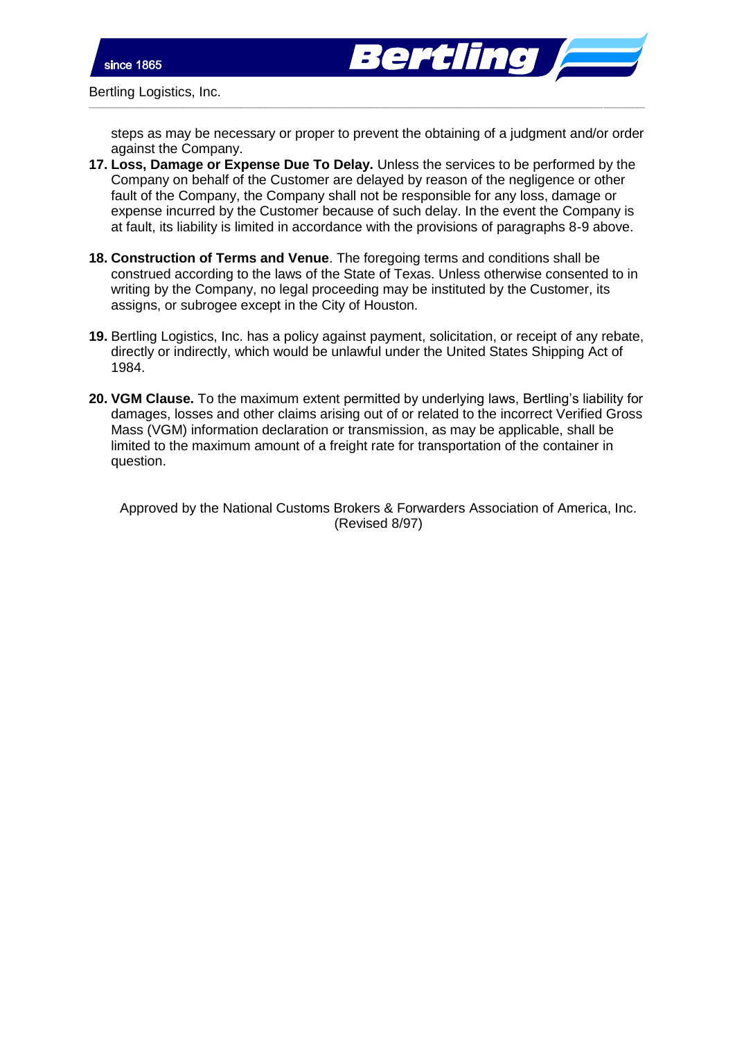steps as may be necessary or proper to prevent the obtaining of a judgment and/or order against the Company.

17. **Loss, Damage or Expense Due To Delay.** Unless the services to be performed by the Company on behalf of the Customer are delayed by reason of the negligence or other fault of the Company, the Company shall not be responsible for any loss, damage or expense incurred by the Customer because of such delay. In the event the Company is at fault, its liability is limited in accordance with the provisions of paragraphs 8-9 above.

18. **Construction of Terms and Venue**. The foregoing terms and conditions shall be construed according to the laws of the State of Texas. Unless otherwise consented to in writing by the Company, no legal proceeding may be instituted by the Customer, its assigns, or subrogee except in the City of Houston.

19. Bertling Logistics, Inc. has a policy against payment, solicitation, or receipt of any rebate, directly or indirectly, which would be unlawful under the United States Shipping Act of 1984.

20. **VGM Clause.** To the maximum extent permitted by underlying laws, Bertling's liability for damages, losses and other claims arising out of or related to the incorrect Verified Gross Mass (VGM) information declaration or transmission, as may be applicable, shall be limited to the maximum amount of a freight rate for transportation of the container in question.

Approved by the National Customs Brokers & Forwarders Association of America, Inc.
(Revised 8/97)